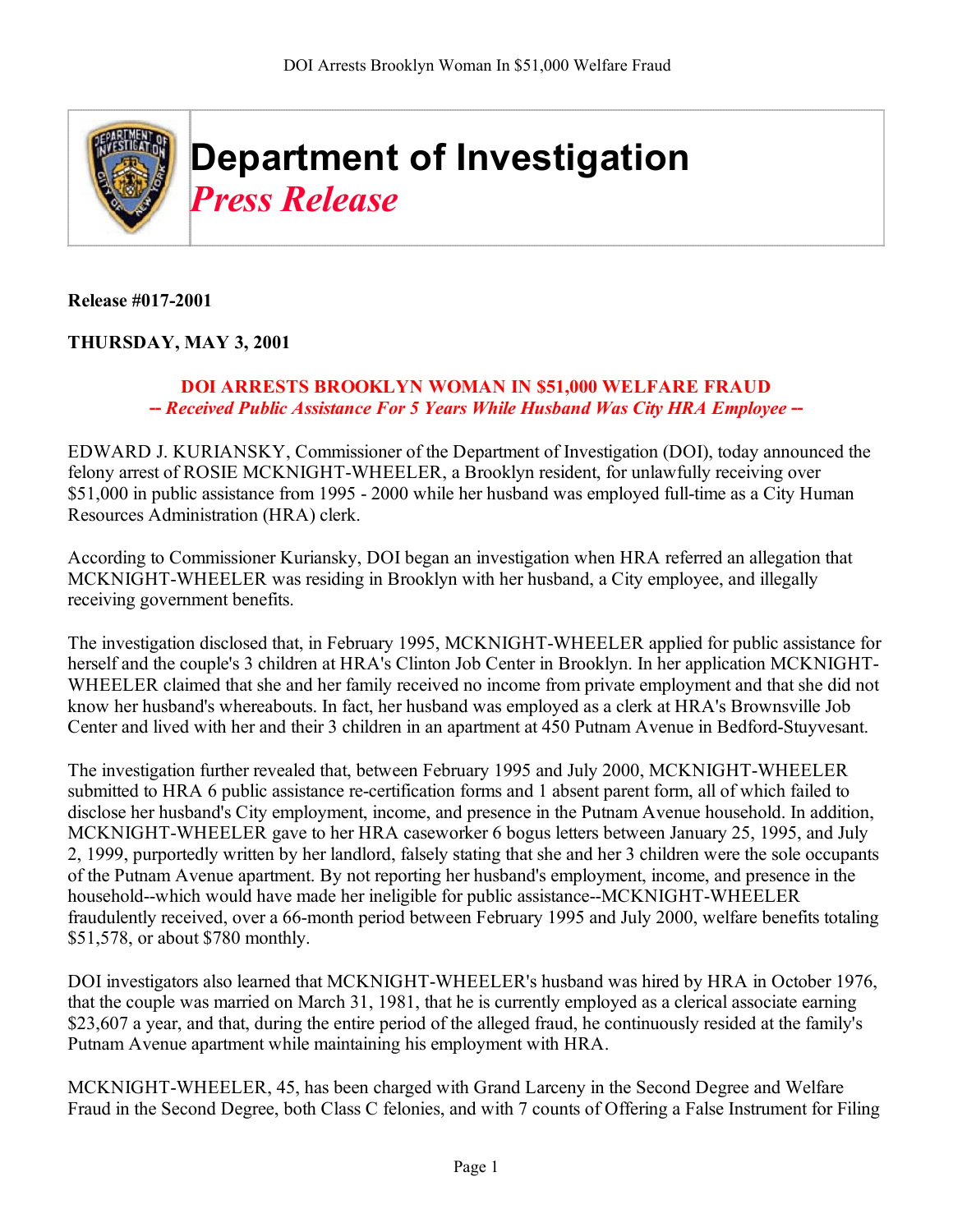# Department of Investigation

## *Press Release*

**Release #017-2001**

**THURSDAY, MAY 3, 2001**

**DOI ARRESTS BROOKLYN WOMAN IN $51,000 WELFARE FRAUD**
***-- Received Public Assistance For 5 Years While Husband Was City HRA Employee --***

EDWARD J. KURIANSKY, Commissioner of the Department of Investigation (DOI), today announced the felony arrest of ROSIE MCKNIGHT-WHEELER, a Brooklyn resident, for unlawfully receiving over $51,000 in public assistance from 1995 - 2000 while her husband was employed full-time as a City Human Resources Administration (HRA) clerk.

According to Commissioner Kuriansky, DOI began an investigation when HRA referred an allegation that MCKNIGHT-WHEELER was residing in Brooklyn with her husband, a City employee, and illegally receiving government benefits.

The investigation disclosed that, in February 1995, MCKNIGHT-WHEELER applied for public assistance for herself and the couple's 3 children at HRA's Clinton Job Center in Brooklyn. In her application MCKNIGHT-WHEELER claimed that she and her family received no income from private employment and that she did not know her husband's whereabouts. In fact, her husband was employed as a clerk at HRA's Brownsville Job Center and lived with her and their 3 children in an apartment at 450 Putnam Avenue in Bedford-Stuyvesant.

The investigation further revealed that, between February 1995 and July 2000, MCKNIGHT-WHEELER submitted to HRA 6 public assistance re-certification forms and 1 absent parent form, all of which failed to disclose her husband's City employment, income, and presence in the Putnam Avenue household. In addition, MCKNIGHT-WHEELER gave to her HRA caseworker 6 bogus letters between January 25, 1995, and July 2, 1999, purportedly written by her landlord, falsely stating that she and her 3 children were the sole occupants of the Putnam Avenue apartment. By not reporting her husband's employment, income, and presence in the household--which would have made her ineligible for public assistance--MCKNIGHT-WHEELER fraudulently received, over a 66-month period between February 1995 and July 2000, welfare benefits totaling $51,578, or about $780 monthly.

DOI investigators also learned that MCKNIGHT-WHEELER's husband was hired by HRA in October 1976, that the couple was married on March 31, 1981, that he is currently employed as a clerical associate earning $23,607 a year, and that, during the entire period of the alleged fraud, he continuously resided at the family's Putnam Avenue apartment while maintaining his employment with HRA.

MCKNIGHT-WHEELER, 45, has been charged with Grand Larceny in the Second Degree and Welfare Fraud in the Second Degree, both Class C felonies, and with 7 counts of Offering a False Instrument for Filing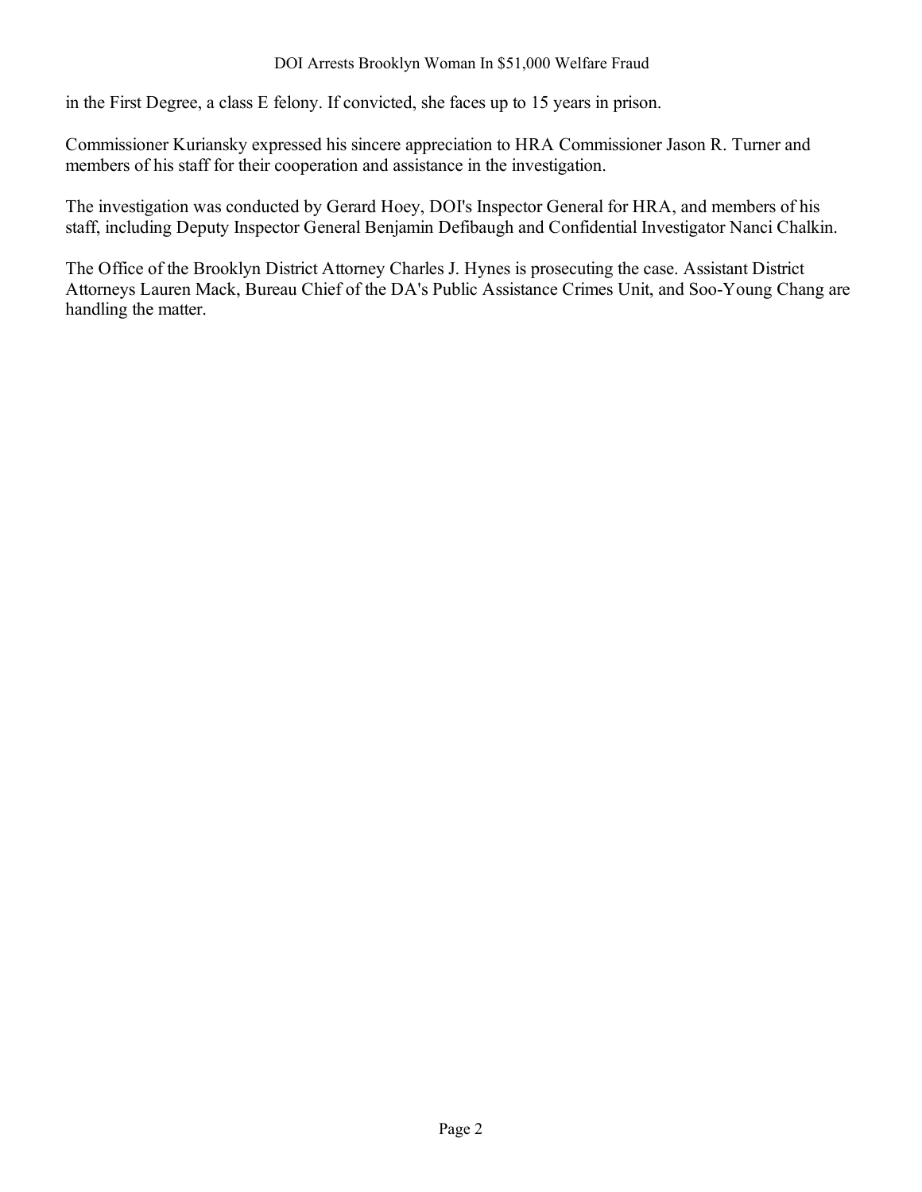in the First Degree, a class E felony. If convicted, she faces up to 15 years in prison.

Commissioner Kuriansky expressed his sincere appreciation to HRA Commissioner Jason R. Turner and members of his staff for their cooperation and assistance in the investigation.

The investigation was conducted by Gerard Hoey, DOI's Inspector General for HRA, and members of his staff, including Deputy Inspector General Benjamin Defibaugh and Confidential Investigator Nanci Chalkin.

The Office of the Brooklyn District Attorney Charles J. Hynes is prosecuting the case. Assistant District Attorneys Lauren Mack, Bureau Chief of the DA's Public Assistance Crimes Unit, and Soo-Young Chang are handling the matter.